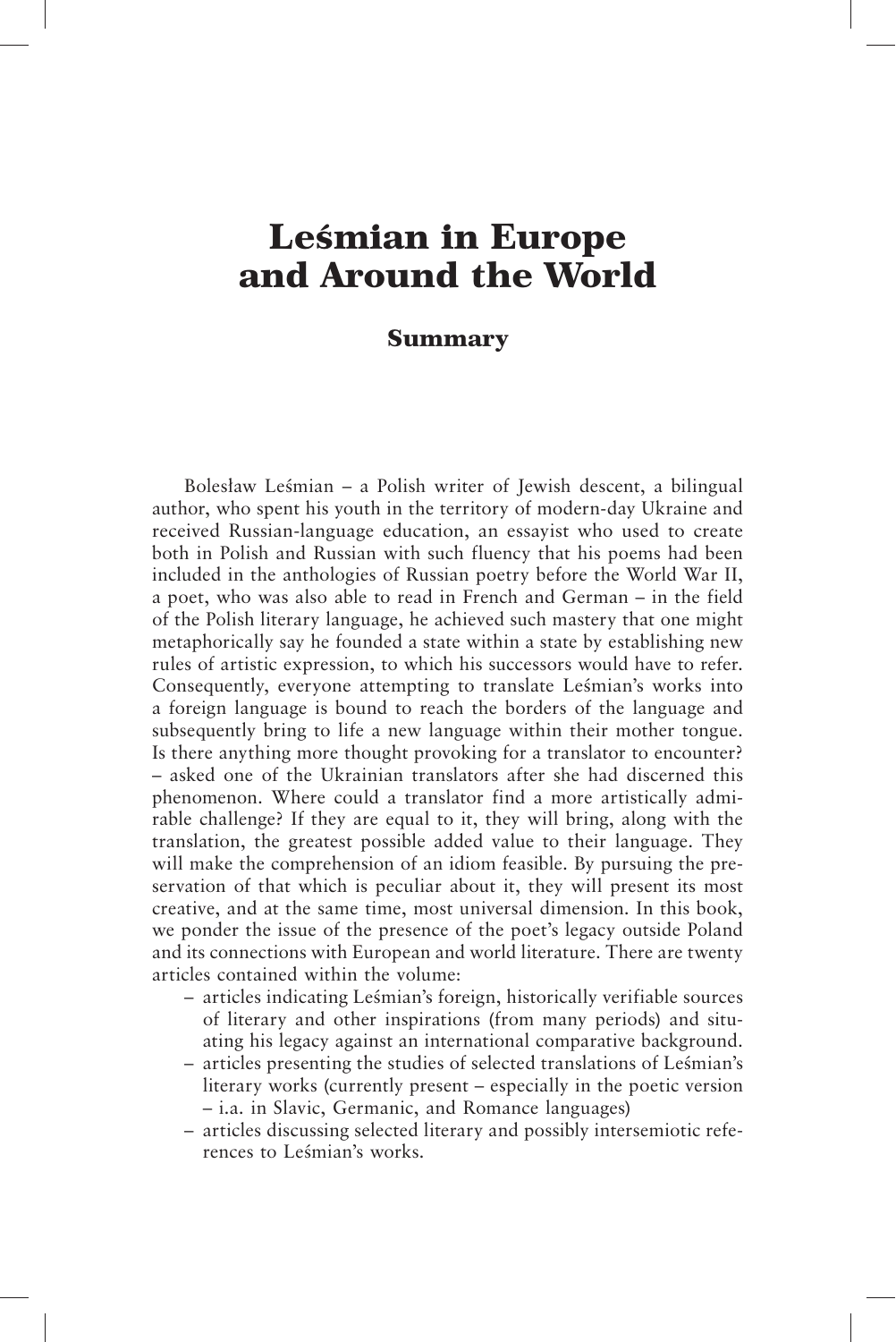# Leśmian in Europe and Around the World

## Summary

Bolesław Leśmian – a Polish writer of Jewish descent, a bilingual author, who spent his youth in the territory of modern-day Ukraine and received Russian-language education, an essayist who used to create both in Polish and Russian with such fluency that his poems had been included in the anthologies of Russian poetry before the World War II, a poet, who was also able to read in French and German – in the field of the Polish literary language, he achieved such mastery that one might metaphorically say he founded a state within a state by establishing new rules of artistic expression, to which his successors would have to refer. Consequently, everyone attempting to translate Leśmian's works into a foreign language is bound to reach the borders of the language and subsequently bring to life a new language within their mother tongue. Is there anything more thought provoking for a translator to encounter? – asked one of the Ukrainian translators after she had discerned this phenomenon. Where could a translator find a more artistically admirable challenge? If they are equal to it, they will bring, along with the translation, the greatest possible added value to their language. They will make the comprehension of an idiom feasible. By pursuing the preservation of that which is peculiar about it, they will present its most creative, and at the same time, most universal dimension. In this book, we ponder the issue of the presence of the poet's legacy outside Poland and its connections with European and world literature. There are twenty articles contained within the volume:

- articles indicating Leśmian's foreign, historically verifiable sources of literary and other inspirations (from many periods) and situating his legacy against an international comparative background.
- articles presenting the studies of selected translations of Leśmian's literary works (currently present – especially in the poetic version – i.a. in Slavic, Germanic, and Romance languages)
- articles discussing selected literary and possibly intersemiotic references to Leśmian's works.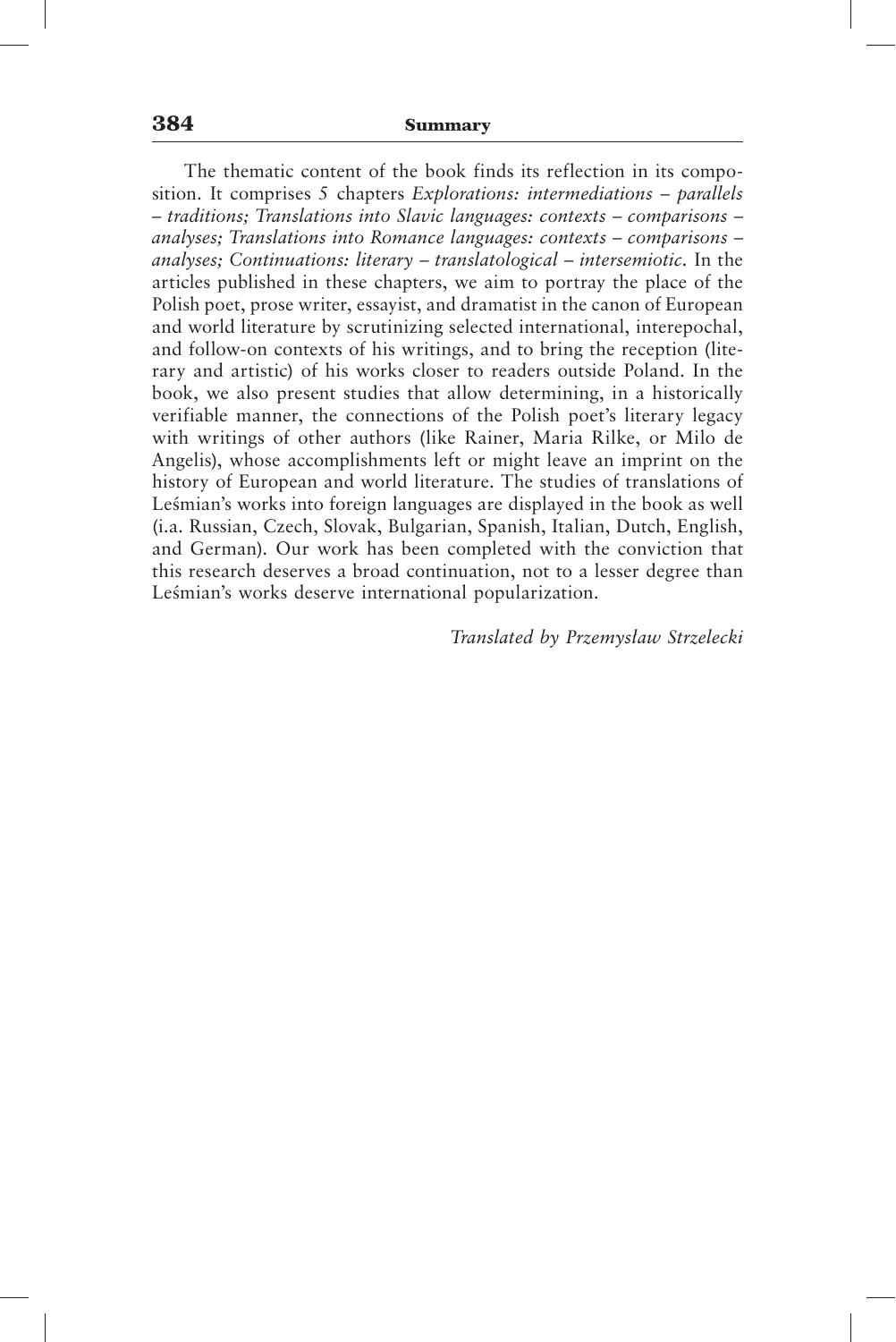The thematic content of the book finds its reflection in its composition. It comprises 5 chapters *Explorations: intermediations – parallels – traditions; Translations into Slavic languages: contexts – comparisons – analyses; Translations into Romance languages: contexts – comparisons – analyses; Continuations: literary – translatological – intersemiotic.* In the articles published in these chapters, we aim to portray the place of the Polish poet, prose writer, essayist, and dramatist in the canon of European and world literature by scrutinizing selected international, interepochal, and follow-on contexts of his writings, and to bring the reception (literary and artistic) of his works closer to readers outside Poland. In the book, we also present studies that allow determining, in a historically verifiable manner, the connections of the Polish poet's literary legacy with writings of other authors (like Rainer, Maria Rilke, or Milo de Angelis), whose accomplishments left or might leave an imprint on the history of European and world literature. The studies of translations of Leśmian's works into foreign languages are displayed in the book as well (i.a. Russian, Czech, Slovak, Bulgarian, Spanish, Italian, Dutch, English, and German). Our work has been completed with the conviction that this research deserves a broad continuation, not to a lesser degree than Leśmian's works deserve international popularization.

*Translated by Przemysław Strzelecki*